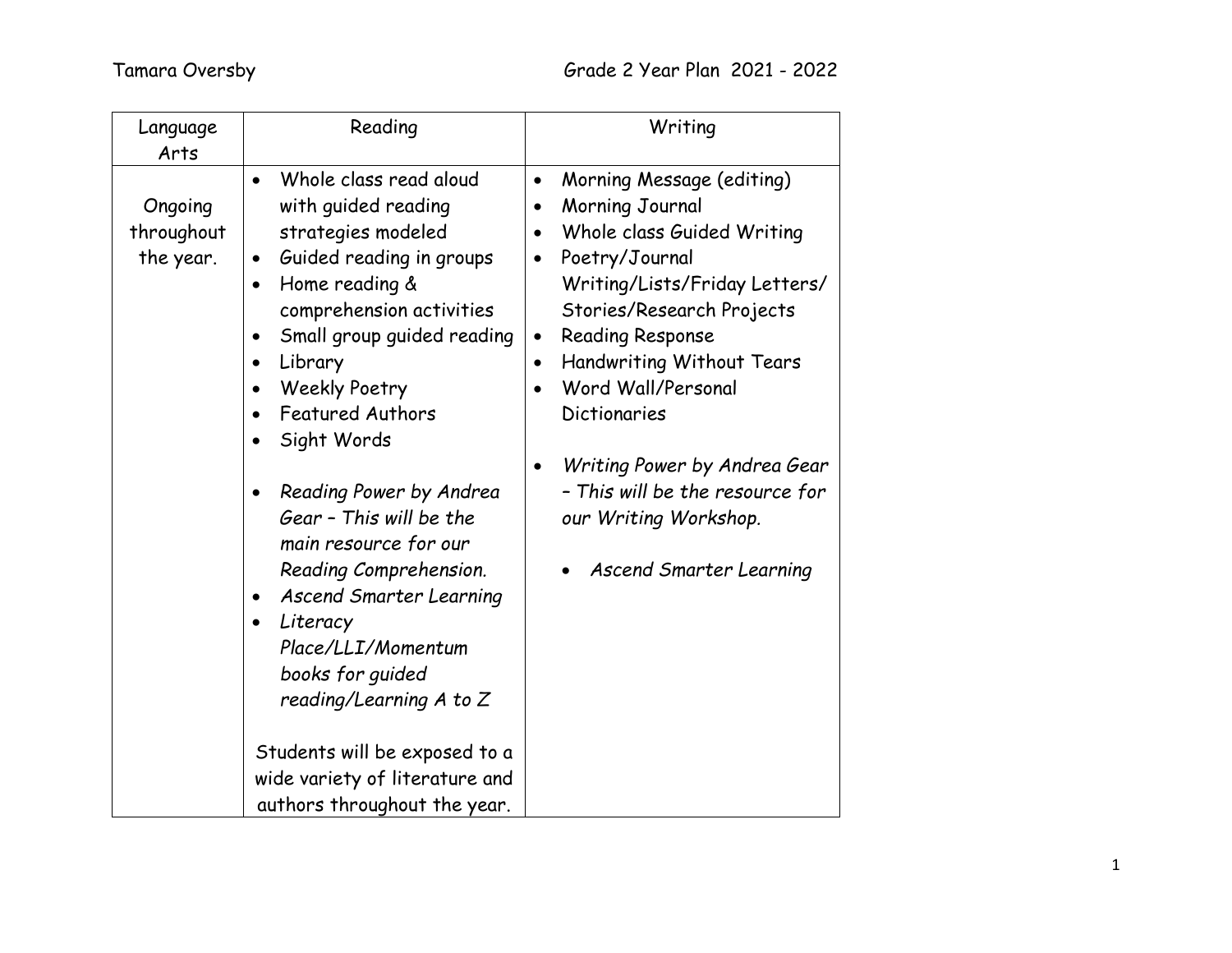Tamara Oversby

Grade 2 Year Plan 2021 - 2022

| Language Arts | Reading | Writing |
|---|---|---|
| Ongoing throughout the year. | • Whole class read aloud with guided reading strategies modeled<br>• Guided reading in groups<br>• Home reading & comprehension activities<br>• Small group guided reading<br>• Library<br>• Weekly Poetry<br>• Featured Authors<br>• Sight Words<br><br>• *Reading Power by Andrea Gear – This will be the main resource for our Reading Comprehension.*<br>• *Ascend Smarter Learning*<br>• *Literacy Place/LLI/Momentum books for guided reading/Learning A to Z*<br><br>Students will be exposed to a wide variety of literature and authors throughout the year. | • Morning Message (editing)<br>• Morning Journal<br>• Whole class Guided Writing<br>• Poetry/Journal Writing/Lists/Friday Letters/ Stories/Research Projects<br>• Reading Response<br>• Handwriting Without Tears<br>• Word Wall/Personal Dictionaries<br><br>• *Writing Power by Andrea Gear – This will be the resource for our Writing Workshop.*<br><br>• *Ascend Smarter Learning* |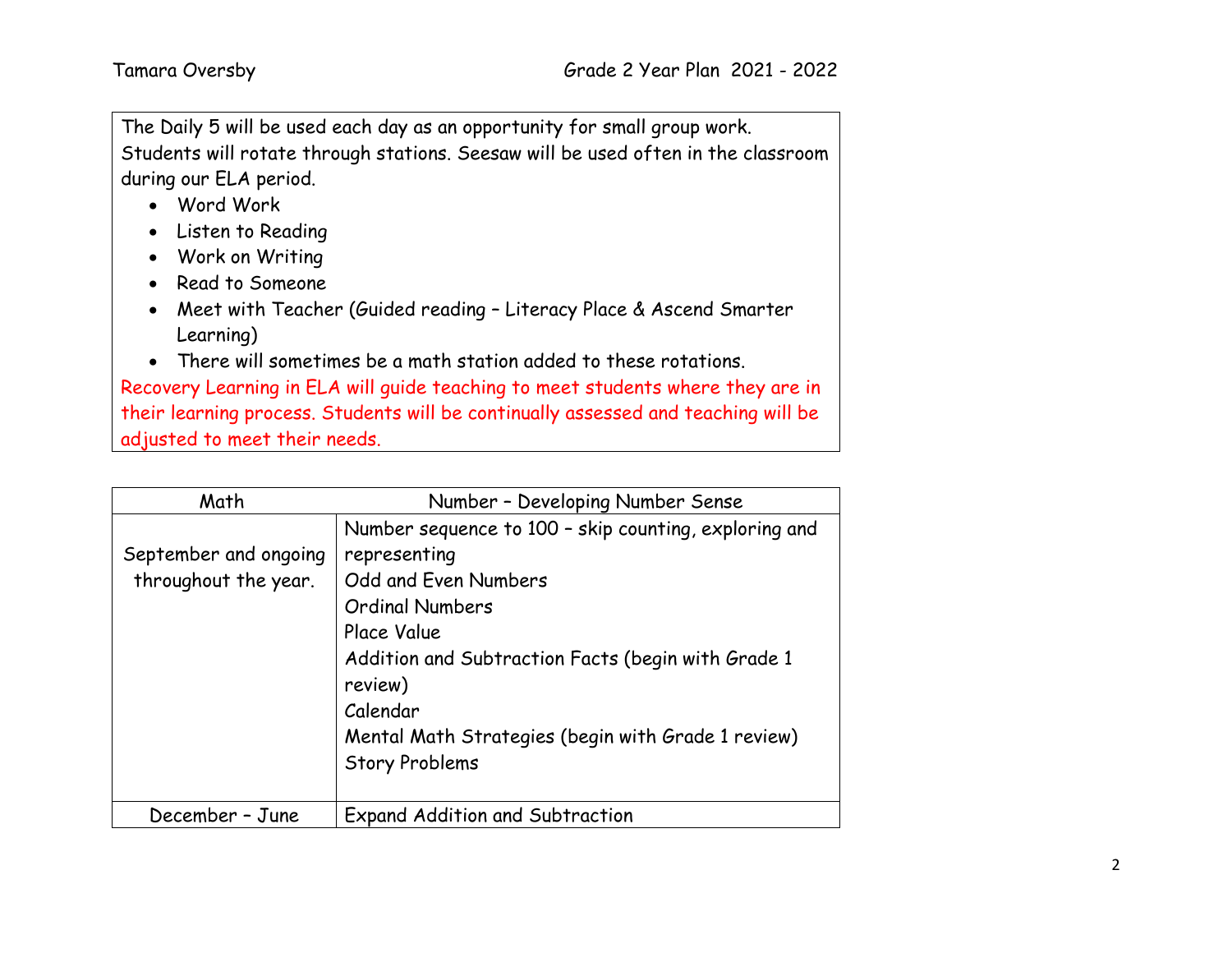The Daily 5 will be used each day as an opportunity for small group work. Students will rotate through stations. Seesaw will be used often in the classroom during our ELA period.

- Word Work
- Listen to Reading
- Work on Writing
- Read to Someone
- Meet with Teacher (Guided reading – Literacy Place & Ascend Smarter Learning)
- There will sometimes be a math station added to these rotations.

Recovery Learning in ELA will guide teaching to meet students where they are in their learning process. Students will be continually assessed and teaching will be adjusted to meet their needs.

| Math | Number – Developing Number Sense |
|---|---|
| September and ongoing throughout the year. | Number sequence to 100 – skip counting, exploring and representing<br>Odd and Even Numbers<br>Ordinal Numbers<br>Place Value<br>Addition and Subtraction Facts (begin with Grade 1 review)<br>Calendar<br>Mental Math Strategies (begin with Grade 1 review)<br>Story Problems |
| December – June | Expand Addition and Subtraction |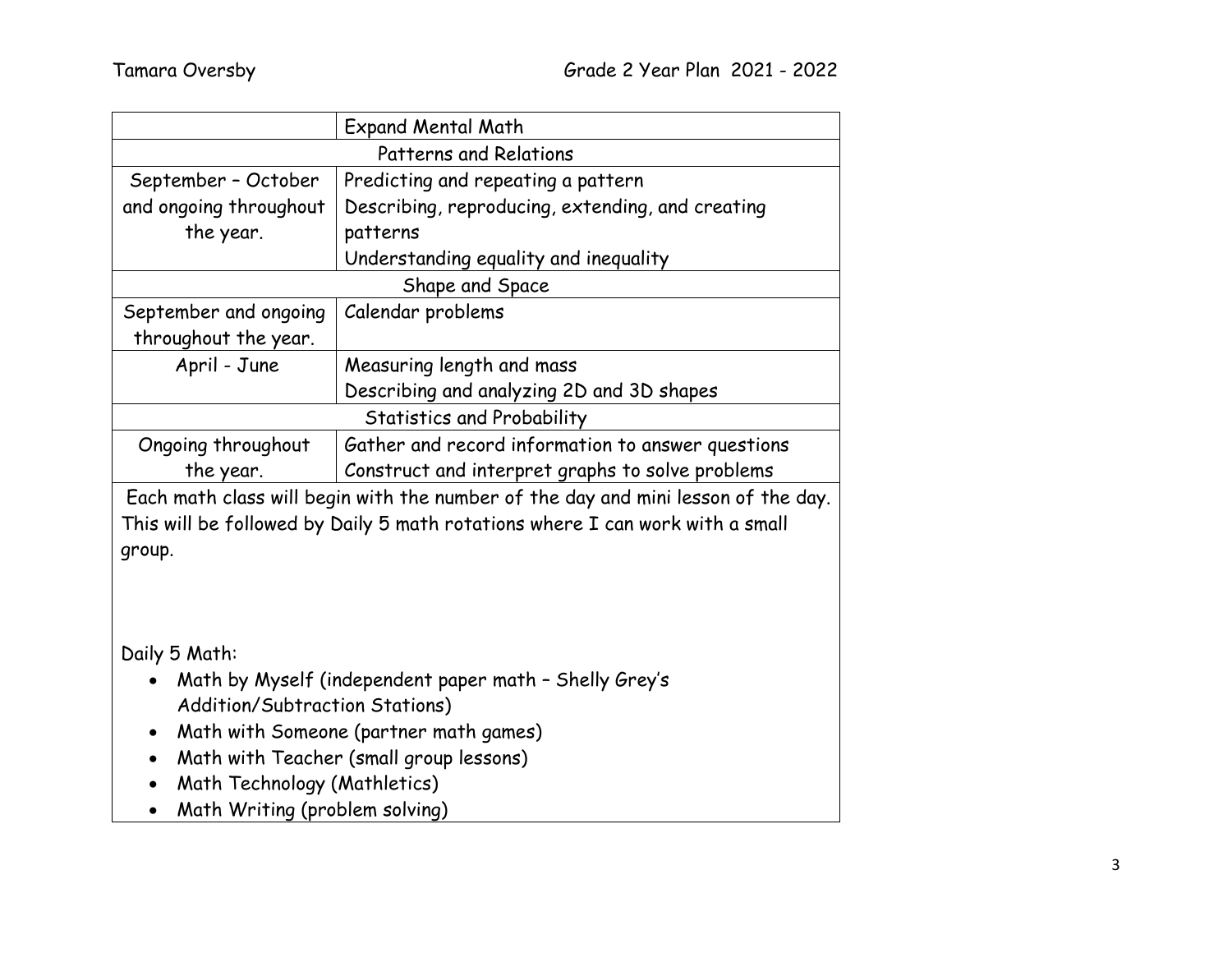| | Expand Mental Math |
|---|---|
| Patterns and Relations | |
| September – October and ongoing throughout the year. | Predicting and repeating a pattern<br>Describing, reproducing, extending, and creating patterns<br>Understanding equality and inequality |
| Shape and Space | |
| September and ongoing throughout the year. | Calendar problems |
| April - June | Measuring length and mass<br>Describing and analyzing 2D and 3D shapes |
| Statistics and Probability | |
| Ongoing throughout the year. | Gather and record information to answer questions<br>Construct and interpret graphs to solve problems |

Each math class will begin with the number of the day and mini lesson of the day. This will be followed by Daily 5 math rotations where I can work with a small group.

Daily 5 Math:

- Math by Myself (independent paper math – Shelly Grey's Addition/Subtraction Stations)
- Math with Someone (partner math games)
- Math with Teacher (small group lessons)
- Math Technology (Mathletics)
- Math Writing (problem solving)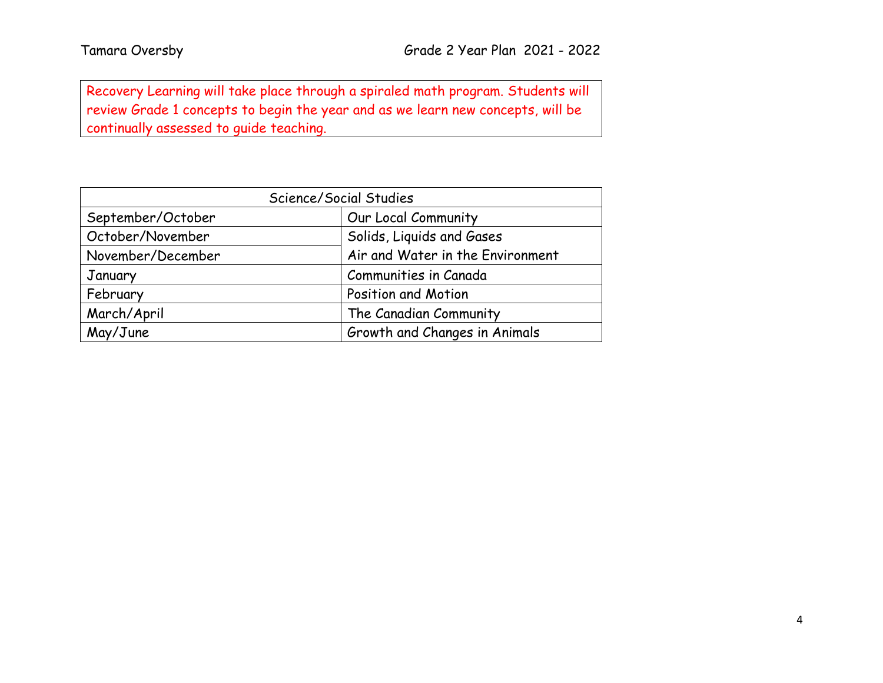Recovery Learning will take place through a spiraled math program. Students will review Grade 1 concepts to begin the year and as we learn new concepts, will be continually assessed to guide teaching.

| Science/Social Studies | |
|---|---|
| September/October | Our Local Community |
| October/November | Solids, Liquids and Gases |
| November/December | Air and Water in the Environment |
| January | Communities in Canada |
| February | Position and Motion |
| March/April | The Canadian Community |
| May/June | Growth and Changes in Animals |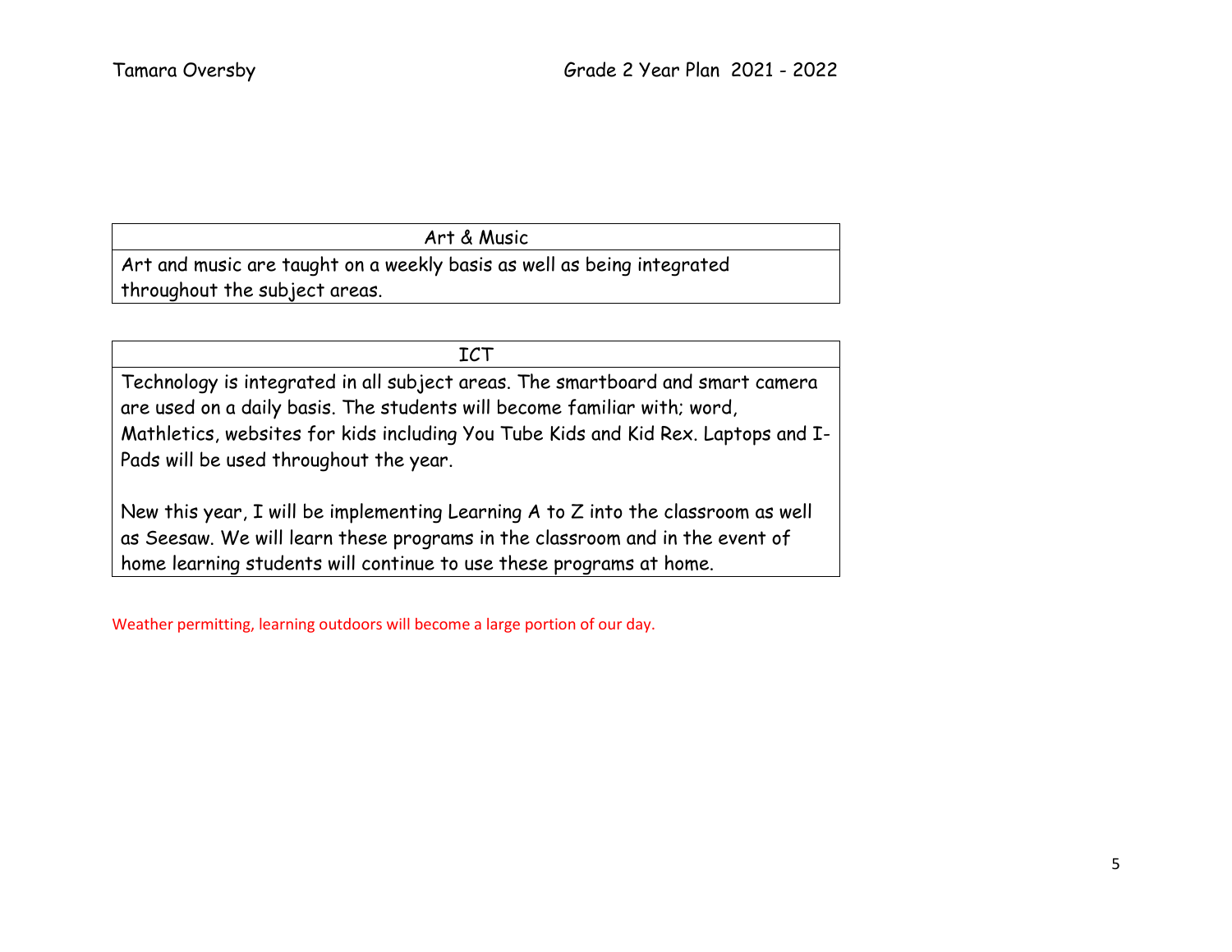| Art & Music |
| --- |
| Art and music are taught on a weekly basis as well as being integrated throughout the subject areas. |

| ICT |
| --- |
| Technology is integrated in all subject areas. The smartboard and smart camera are used on a daily basis. The students will become familiar with; word, Mathletics, websites for kids including You Tube Kids and Kid Rex. Laptops and I-Pads will be used throughout the year.<br><br>New this year, I will be implementing Learning A to Z into the classroom as well as Seesaw. We will learn these programs in the classroom and in the event of home learning students will continue to use these programs at home. |

Weather permitting, learning outdoors will become a large portion of our day.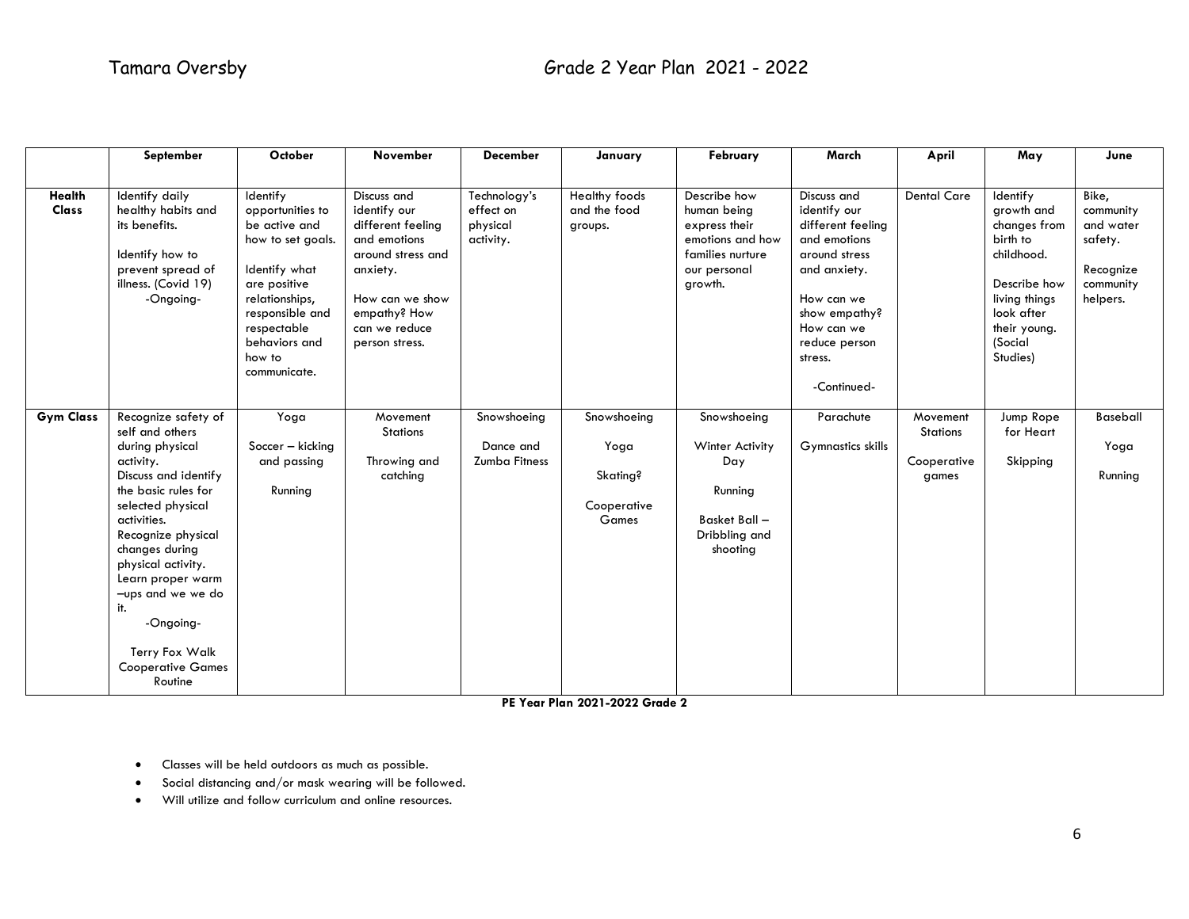Tamara Oversby Grade 2 Year Plan 2021 - 2022

| | September | October | November | December | January | February | March | April | May | June |
|---|---|---|---|---|---|---|---|---|---|---|
| **Health Class** | Identify daily healthy habits and its benefits.<br><br>Identify how to prevent spread of illness. (Covid 19)<br>-Ongoing- | Identify opportunities to be active and how to set goals.<br><br>Identify what are positive relationships, responsible and respectable behaviors and how to communicate. | Discuss and identify our different feeling and emotions around stress and anxiety.<br><br>How can we show empathy? How can we reduce person stress. | Technology's effect on physical activity. | Healthy foods and the food groups. | Describe how human being express their emotions and how families nurture our personal growth. | Discuss and identify our different feeling and emotions around stress and anxiety.<br><br>How can we show empathy? How can we reduce person stress.<br><br>-Continued- | Dental Care | Identify growth and changes from birth to childhood.<br><br>Describe how living things look after their young. (Social Studies) | Bike, community and water safety.<br><br>Recognize community helpers. |
| **Gym Class** | Recognize safety of self and others during physical activity.<br>Discuss and identify the basic rules for selected physical activities.<br>Recognize physical changes during physical activity.<br>Learn proper warm –ups and we we do it.<br>-Ongoing-<br><br>Terry Fox Walk<br>Cooperative Games<br>Routine | Yoga<br><br>Soccer – kicking and passing<br><br>Running | Movement Stations<br><br>Throwing and catching | Snowshoeing<br><br>Dance and Zumba Fitness | Snowshoeing<br><br>Yoga<br><br>Skating?<br><br>Cooperative Games | Snowshoeing<br><br>Winter Activity Day<br><br>Running<br><br>Basket Ball – Dribbling and shooting | Parachute<br><br>Gymnastics skills | Movement Stations<br><br>Cooperative games | Jump Rope for Heart<br><br>Skipping | Baseball<br><br>Yoga<br><br>Running |

**PE Year Plan 2021-2022 Grade 2**

- Classes will be held outdoors as much as possible.
- Social distancing and/or mask wearing will be followed.
- Will utilize and follow curriculum and online resources.